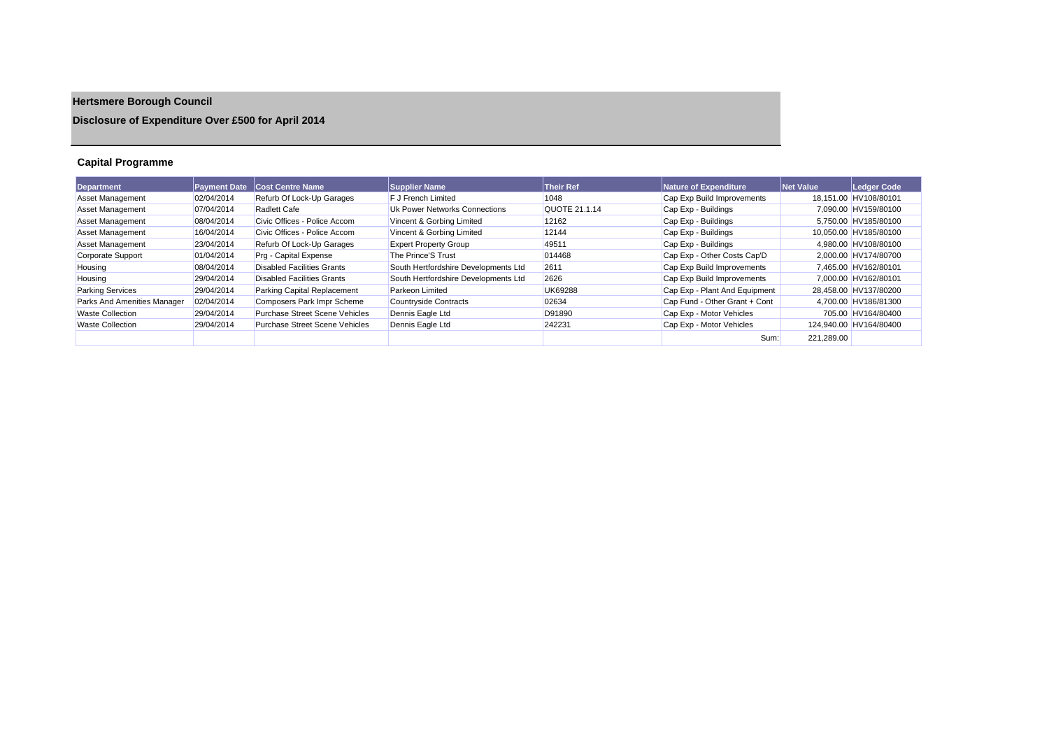# Hertsmere Borough Council

## Disclosure of Expenditure Over £500 for April 2014

### Capital Programme

| Department | Payment Date | Cost Centre Name | Supplier Name | Their Ref | Nature of Expenditure | Net Value | Ledger Code |
|---|---|---|---|---|---|---|---|
| Asset Management | 02/04/2014 | Refurb Of Lock-Up Garages | F J French Limited | 1048 | Cap Exp Build Improvements | 18,151.00 | HV108/80101 |
| Asset Management | 07/04/2014 | Radlett Cafe | Uk Power Networks Connections | QUOTE 21.1.14 | Cap Exp - Buildings | 7,090.00 | HV159/80100 |
| Asset Management | 08/04/2014 | Civic Offices - Police Accom | Vincent & Gorbing Limited | 12162 | Cap Exp - Buildings | 5,750.00 | HV185/80100 |
| Asset Management | 16/04/2014 | Civic Offices - Police Accom | Vincent & Gorbing Limited | 12144 | Cap Exp - Buildings | 10,050.00 | HV185/80100 |
| Asset Management | 23/04/2014 | Refurb Of Lock-Up Garages | Expert Property Group | 49511 | Cap Exp - Buildings | 4,980.00 | HV108/80100 |
| Corporate Support | 01/04/2014 | Prg - Capital Expense | The Prince'S Trust | 014468 | Cap Exp - Other Costs Cap'D | 2,000.00 | HV174/80700 |
| Housing | 08/04/2014 | Disabled Facilities Grants | South Hertfordshire Developments Ltd | 2611 | Cap Exp Build Improvements | 7,465.00 | HV162/80101 |
| Housing | 29/04/2014 | Disabled Facilities Grants | South Hertfordshire Developments Ltd | 2626 | Cap Exp Build Improvements | 7,000.00 | HV162/80101 |
| Parking Services | 29/04/2014 | Parking Capital Replacement | Parkeon Limited | UK69288 | Cap Exp - Plant And Equipment | 28,458.00 | HV137/80200 |
| Parks And Amenities Manager | 02/04/2014 | Composers Park Impr Scheme | Countryside Contracts | 02634 | Cap Fund - Other Grant + Cont | 4,700.00 | HV186/81300 |
| Waste Collection | 29/04/2014 | Purchase Street Scene Vehicles | Dennis Eagle Ltd | D91890 | Cap Exp - Motor Vehicles | 705.00 | HV164/80400 |
| Waste Collection | 29/04/2014 | Purchase Street Scene Vehicles | Dennis Eagle Ltd | 242231 | Cap Exp - Motor Vehicles | 124,940.00 | HV164/80400 |
| | | | | | Sum: | 221,289.00 | |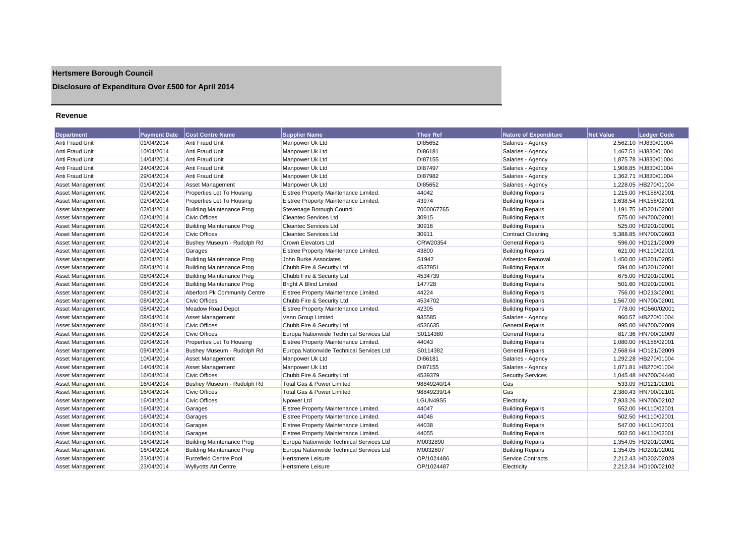# Hertsmere Borough Council

## Disclosure of Expenditure Over £500 for April 2014

### Revenue

| Department | Payment Date | Cost Centre Name | Supplier Name | Their Ref | Nature of Expenditure | Net Value | Ledger Code |
|---|---|---|---|---|---|---|---|
| Anti Fraud Unit | 01/04/2014 | Anti Fraud Unit | Manpower Uk Ltd | DI85652 | Salaries - Agency | 2,562.10 | HJ830/01004 |
| Anti Fraud Unit | 10/04/2014 | Anti Fraud Unit | Manpower Uk Ltd | DI86181 | Salaries - Agency | 1,467.51 | HJ830/01004 |
| Anti Fraud Unit | 14/04/2014 | Anti Fraud Unit | Manpower Uk Ltd | DI87155 | Salaries - Agency | 1,875.78 | HJ830/01004 |
| Anti Fraud Unit | 24/04/2014 | Anti Fraud Unit | Manpower Uk Ltd | DI87497 | Salaries - Agency | 1,908.85 | HJ830/01004 |
| Anti Fraud Unit | 29/04/2014 | Anti Fraud Unit | Manpower Uk Ltd | DI87982 | Salaries - Agency | 1,362.71 | HJ830/01004 |
| Asset Management | 01/04/2014 | Asset Management | Manpower Uk Ltd | DI85652 | Salaries - Agency | 1,228.05 | HB270/01004 |
| Asset Management | 02/04/2014 | Properties Let To Housing | Elstree Property Maintenance Limited. | 44042 | Building Repairs | 1,215.00 | HK158/02001 |
| Asset Management | 02/04/2014 | Properties Let To Housing | Elstree Property Maintenance Limited. | 43974 | Building Repairs | 1,638.54 | HK158/02001 |
| Asset Management | 02/04/2014 | Building Maintenance Prog | Stevenage Borough Council | 7000067765 | Building Repairs | 1,191.75 | HD201/02001 |
| Asset Management | 02/04/2014 | Civic Offices | Cleantec Services Ltd | 30915 | Building Repairs | 575.00 | HN700/02001 |
| Asset Management | 02/04/2014 | Building Maintenance Prog | Cleantec Services Ltd | 30916 | Building Repairs | 525.00 | HD201/02001 |
| Asset Management | 02/04/2014 | Civic Offices | Cleantec Services Ltd | 30911 | Contract Cleaning | 5,388.85 | HN700/02603 |
| Asset Management | 02/04/2014 | Bushey Museum - Rudolph Rd | Crown Elevators Ltd | CRW20354 | General Repairs | 596.00 | HD121/02009 |
| Asset Management | 02/04/2014 | Garages | Elstree Property Maintenance Limited. | 43800 | Building Repairs | 621.00 | HK110/02001 |
| Asset Management | 02/04/2014 | Building Maintenance Prog | John Burke Associates | S1942 | Asbestos Removal | 1,450.00 | HD201/02051 |
| Asset Management | 08/04/2014 | Building Maintenance Prog | Chubb Fire & Security Ltd | 4537851 | Building Repairs | 594.00 | HD201/02001 |
| Asset Management | 08/04/2014 | Building Maintenance Prog | Chubb Fire & Security Ltd | 4534739 | Building Repairs | 675.00 | HD201/02001 |
| Asset Management | 08/04/2014 | Building Maintenance Prog | Bright A Blind Limited | 147728 | Building Repairs | 501.60 | HD201/02001 |
| Asset Management | 08/04/2014 | Aberford Pk Community Centre | Elstree Property Maintenance Limited. | 44224 | Building Repairs | 756.00 | HD213/02001 |
| Asset Management | 08/04/2014 | Civic Offices | Chubb Fire & Security Ltd | 4534702 | Building Repairs | 1,567.00 | HN700/02001 |
| Asset Management | 08/04/2014 | Meadow Road Depot | Elstree Property Maintenance Limited. | 42305 | Building Repairs | 778.00 | HG560/02001 |
| Asset Management | 08/04/2014 | Asset Management | Venn Group Limited | 935585 | Salaries - Agency | 960.57 | HB270/01004 |
| Asset Management | 08/04/2014 | Civic Offices | Chubb Fire & Security Ltd | 4536635 | General Repairs | 995.00 | HN700/02009 |
| Asset Management | 09/04/2014 | Civic Offices | Europa Nationwide Technical Services Ltd | S0114380 | General Repairs | 817.36 | HN700/02009 |
| Asset Management | 09/04/2014 | Properties Let To Housing | Elstree Property Maintenance Limited. | 44043 | Building Repairs | 1,080.00 | HK158/02001 |
| Asset Management | 09/04/2014 | Bushey Museum - Rudolph Rd | Europa Nationwide Technical Services Ltd | S0114382 | General Repairs | 2,568.64 | HD121/02009 |
| Asset Management | 10/04/2014 | Asset Management | Manpower Uk Ltd | DI86181 | Salaries - Agency | 1,292.28 | HB270/01004 |
| Asset Management | 14/04/2014 | Asset Management | Manpower Uk Ltd | DI87155 | Salaries - Agency | 1,071.81 | HB270/01004 |
| Asset Management | 16/04/2014 | Civic Offices | Chubb Fire & Security Ltd | 4539379 | Security Services | 1,045.48 | HN700/04440 |
| Asset Management | 16/04/2014 | Bushey Museum - Rudolph Rd | Total Gas & Power Limited | 98849240/14 | Gas | 533.09 | HD121/02101 |
| Asset Management | 16/04/2014 | Civic Offices | Total Gas & Power Limited | 98849239/14 | Gas | 2,380.43 | HN700/02101 |
| Asset Management | 16/04/2014 | Civic Offices | Npower Ltd | LGUN49S5 | Electricity | 7,933.26 | HN700/02102 |
| Asset Management | 16/04/2014 | Garages | Elstree Property Maintenance Limited. | 44047 | Building Repairs | 552.00 | HK110/02001 |
| Asset Management | 16/04/2014 | Garages | Elstree Property Maintenance Limited. | 44046 | Building Repairs | 502.50 | HK110/02001 |
| Asset Management | 16/04/2014 | Garages | Elstree Property Maintenance Limited. | 44038 | Building Repairs | 547.00 | HK110/02001 |
| Asset Management | 16/04/2014 | Garages | Elstree Property Maintenance Limited. | 44055 | Building Repairs | 502.50 | HK110/02001 |
| Asset Management | 16/04/2014 | Building Maintenance Prog | Europa Nationwide Technical Services Ltd | M0032890 | Building Repairs | 1,354.05 | HD201/02001 |
| Asset Management | 16/04/2014 | Building Maintenance Prog | Europa Nationwide Technical Services Ltd | M0032607 | Building Repairs | 1,354.05 | HD201/02001 |
| Asset Management | 23/04/2014 | Furzefield Centre Pool | Hertsmere Leisure | OP/1024486 | Service Contracts | 2,212.43 | HD202/02028 |
| Asset Management | 23/04/2014 | Wyllyotts Art Centre | Hertsmere Leisure | OP/1024487 | Electricity | 2,212.34 | HD100/02102 |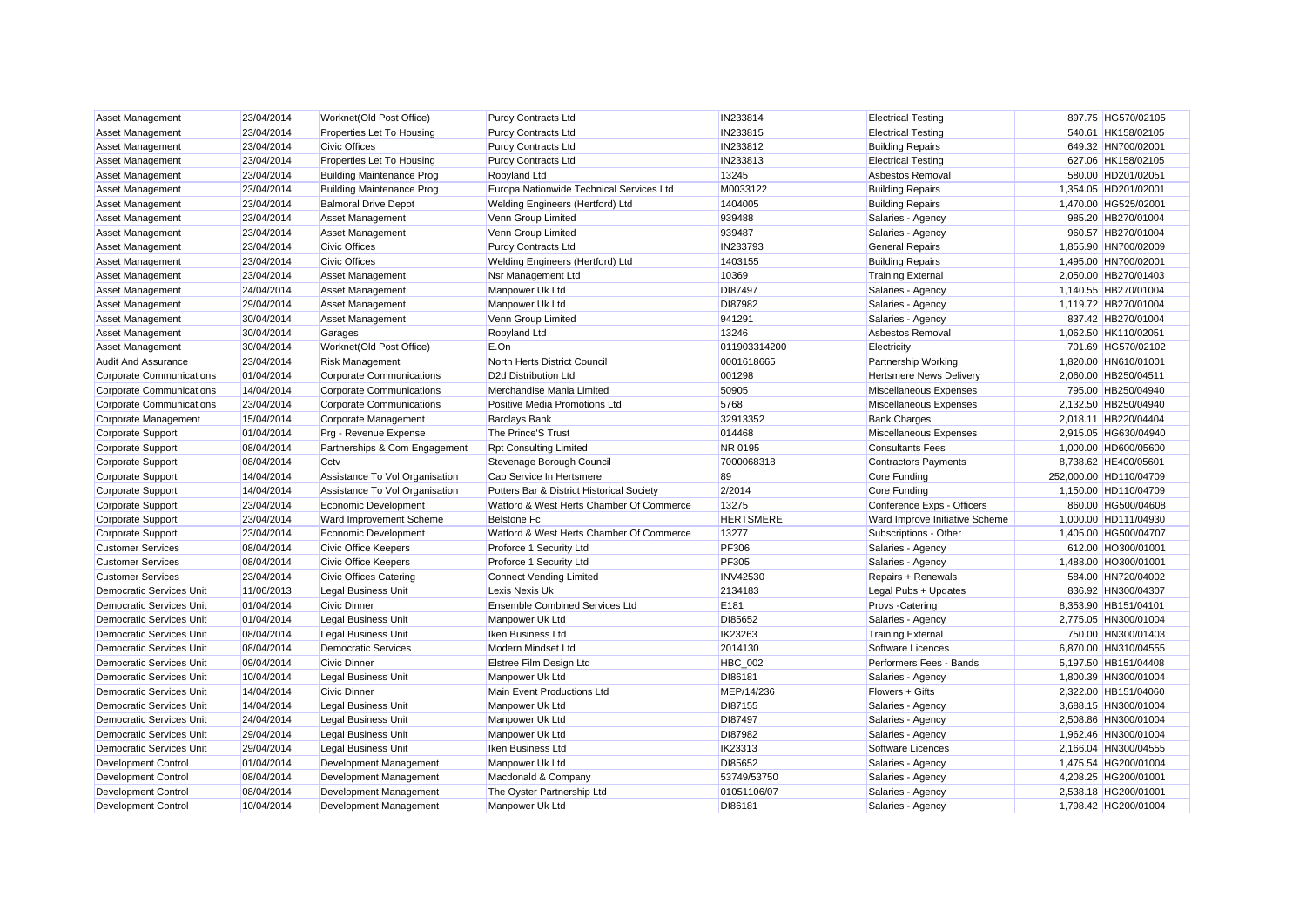| | | | | | | | |
|---|---|---|---|---|---|---|---|
| Asset Management | 23/04/2014 | Worknet(Old Post Office) | Purdy Contracts Ltd | IN233814 | Electrical Testing | 897.75 | HG570/02105 |
| Asset Management | 23/04/2014 | Properties Let To Housing | Purdy Contracts Ltd | IN233815 | Electrical Testing | 540.61 | HK158/02105 |
| Asset Management | 23/04/2014 | Civic Offices | Purdy Contracts Ltd | IN233812 | Building Repairs | 649.32 | HN700/02001 |
| Asset Management | 23/04/2014 | Properties Let To Housing | Purdy Contracts Ltd | IN233813 | Electrical Testing | 627.06 | HK158/02105 |
| Asset Management | 23/04/2014 | Building Maintenance Prog | Robyland Ltd | 13245 | Asbestos Removal | 580.00 | HD201/02051 |
| Asset Management | 23/04/2014 | Building Maintenance Prog | Europa Nationwide Technical Services Ltd | M0033122 | Building Repairs | 1,354.05 | HD201/02001 |
| Asset Management | 23/04/2014 | Balmoral Drive Depot | Welding Engineers (Hertford) Ltd | 1404005 | Building Repairs | 1,470.00 | HG525/02001 |
| Asset Management | 23/04/2014 | Asset Management | Venn Group Limited | 939488 | Salaries - Agency | 985.20 | HB270/01004 |
| Asset Management | 23/04/2014 | Asset Management | Venn Group Limited | 939487 | Salaries - Agency | 960.57 | HB270/01004 |
| Asset Management | 23/04/2014 | Civic Offices | Purdy Contracts Ltd | IN233793 | General Repairs | 1,855.90 | HN700/02009 |
| Asset Management | 23/04/2014 | Civic Offices | Welding Engineers (Hertford) Ltd | 1403155 | Building Repairs | 1,495.00 | HN700/02001 |
| Asset Management | 23/04/2014 | Asset Management | Nsr Management Ltd | 10369 | Training External | 2,050.00 | HB270/01403 |
| Asset Management | 24/04/2014 | Asset Management | Manpower Uk Ltd | DI87497 | Salaries - Agency | 1,140.55 | HB270/01004 |
| Asset Management | 29/04/2014 | Asset Management | Manpower Uk Ltd | DI87982 | Salaries - Agency | 1,119.72 | HB270/01004 |
| Asset Management | 30/04/2014 | Asset Management | Venn Group Limited | 941291 | Salaries - Agency | 837.42 | HB270/01004 |
| Asset Management | 30/04/2014 | Garages | Robyland Ltd | 13246 | Asbestos Removal | 1,062.50 | HK110/02051 |
| Asset Management | 30/04/2014 | Worknet(Old Post Office) | E.On | 011903314200 | Electricity | 701.69 | HG570/02102 |
| Audit And Assurance | 23/04/2014 | Risk Management | North Herts District Council | 0001618665 | Partnership Working | 1,820.00 | HN610/01001 |
| Corporate Communications | 01/04/2014 | Corporate Communications | D2d Distribution Ltd | 001298 | Hertsmere News Delivery | 2,060.00 | HB250/04511 |
| Corporate Communications | 14/04/2014 | Corporate Communications | Merchandise Mania Limited | 50905 | Miscellaneous Expenses | 795.00 | HB250/04940 |
| Corporate Communications | 23/04/2014 | Corporate Communications | Positive Media Promotions Ltd | 5768 | Miscellaneous Expenses | 2,132.50 | HB250/04940 |
| Corporate Management | 15/04/2014 | Corporate Management | Barclays Bank | 32913352 | Bank Charges | 2,018.11 | HB220/04404 |
| Corporate Support | 01/04/2014 | Prg - Revenue Expense | The Prince'S Trust | 014468 | Miscellaneous Expenses | 2,915.05 | HG630/04940 |
| Corporate Support | 08/04/2014 | Partnerships & Com Engagement | Rpt Consulting Limited | NR 0195 | Consultants Fees | 1,000.00 | HD600/05600 |
| Corporate Support | 08/04/2014 | Cctv | Stevenage Borough Council | 7000068318 | Contractors Payments | 8,738.62 | HE400/05601 |
| Corporate Support | 14/04/2014 | Assistance To Vol Organisation | Cab Service In Hertsmere | 89 | Core Funding | 252,000.00 | HD110/04709 |
| Corporate Support | 14/04/2014 | Assistance To Vol Organisation | Potters Bar & District Historical Society | 2/2014 | Core Funding | 1,150.00 | HD110/04709 |
| Corporate Support | 23/04/2014 | Economic Development | Watford & West Herts Chamber Of Commerce | 13275 | Conference Exps - Officers | 860.00 | HG500/04608 |
| Corporate Support | 23/04/2014 | Ward Improvement Scheme | Belstone Fc | HERTSMERE | Ward Improve Initiative Scheme | 1,000.00 | HD111/04930 |
| Corporate Support | 23/04/2014 | Economic Development | Watford & West Herts Chamber Of Commerce | 13277 | Subscriptions - Other | 1,405.00 | HG500/04707 |
| Customer Services | 08/04/2014 | Civic Office Keepers | Proforce 1 Security Ltd | PF306 | Salaries - Agency | 612.00 | HO300/01001 |
| Customer Services | 08/04/2014 | Civic Office Keepers | Proforce 1 Security Ltd | PF305 | Salaries - Agency | 1,488.00 | HO300/01001 |
| Customer Services | 23/04/2014 | Civic Offices Catering | Connect Vending Limited | INV42530 | Repairs + Renewals | 584.00 | HN720/04002 |
| Democratic Services Unit | 11/06/2013 | Legal Business Unit | Lexis Nexis Uk | 2134183 | Legal Pubs + Updates | 836.92 | HN300/04307 |
| Democratic Services Unit | 01/04/2014 | Civic Dinner | Ensemble Combined Services Ltd | E181 | Provs -Catering | 8,353.90 | HB151/04101 |
| Democratic Services Unit | 01/04/2014 | Legal Business Unit | Manpower Uk Ltd | DI85652 | Salaries - Agency | 2,775.05 | HN300/01004 |
| Democratic Services Unit | 08/04/2014 | Legal Business Unit | Iken Business Ltd | IK23263 | Training External | 750.00 | HN300/01403 |
| Democratic Services Unit | 08/04/2014 | Democratic Services | Modern Mindset Ltd | 2014130 | Software Licences | 6,870.00 | HN310/04555 |
| Democratic Services Unit | 09/04/2014 | Civic Dinner | Elstree Film Design Ltd | HBC_002 | Performers Fees - Bands | 5,197.50 | HB151/04408 |
| Democratic Services Unit | 10/04/2014 | Legal Business Unit | Manpower Uk Ltd | DI86181 | Salaries - Agency | 1,800.39 | HN300/01004 |
| Democratic Services Unit | 14/04/2014 | Civic Dinner | Main Event Productions Ltd | MEP/14/236 | Flowers + Gifts | 2,322.00 | HB151/04060 |
| Democratic Services Unit | 14/04/2014 | Legal Business Unit | Manpower Uk Ltd | DI87155 | Salaries - Agency | 3,688.15 | HN300/01004 |
| Democratic Services Unit | 24/04/2014 | Legal Business Unit | Manpower Uk Ltd | DI87497 | Salaries - Agency | 2,508.86 | HN300/01004 |
| Democratic Services Unit | 29/04/2014 | Legal Business Unit | Manpower Uk Ltd | DI87982 | Salaries - Agency | 1,962.46 | HN300/01004 |
| Democratic Services Unit | 29/04/2014 | Legal Business Unit | Iken Business Ltd | IK23313 | Software Licences | 2,166.04 | HN300/04555 |
| Development Control | 01/04/2014 | Development Management | Manpower Uk Ltd | DI85652 | Salaries - Agency | 1,475.54 | HG200/01004 |
| Development Control | 08/04/2014 | Development Management | Macdonald & Company | 53749/53750 | Salaries - Agency | 4,208.25 | HG200/01001 |
| Development Control | 08/04/2014 | Development Management | The Oyster Partnership Ltd | 01051106/07 | Salaries - Agency | 2,538.18 | HG200/01001 |
| Development Control | 10/04/2014 | Development Management | Manpower Uk Ltd | DI86181 | Salaries - Agency | 1,798.42 | HG200/01004 |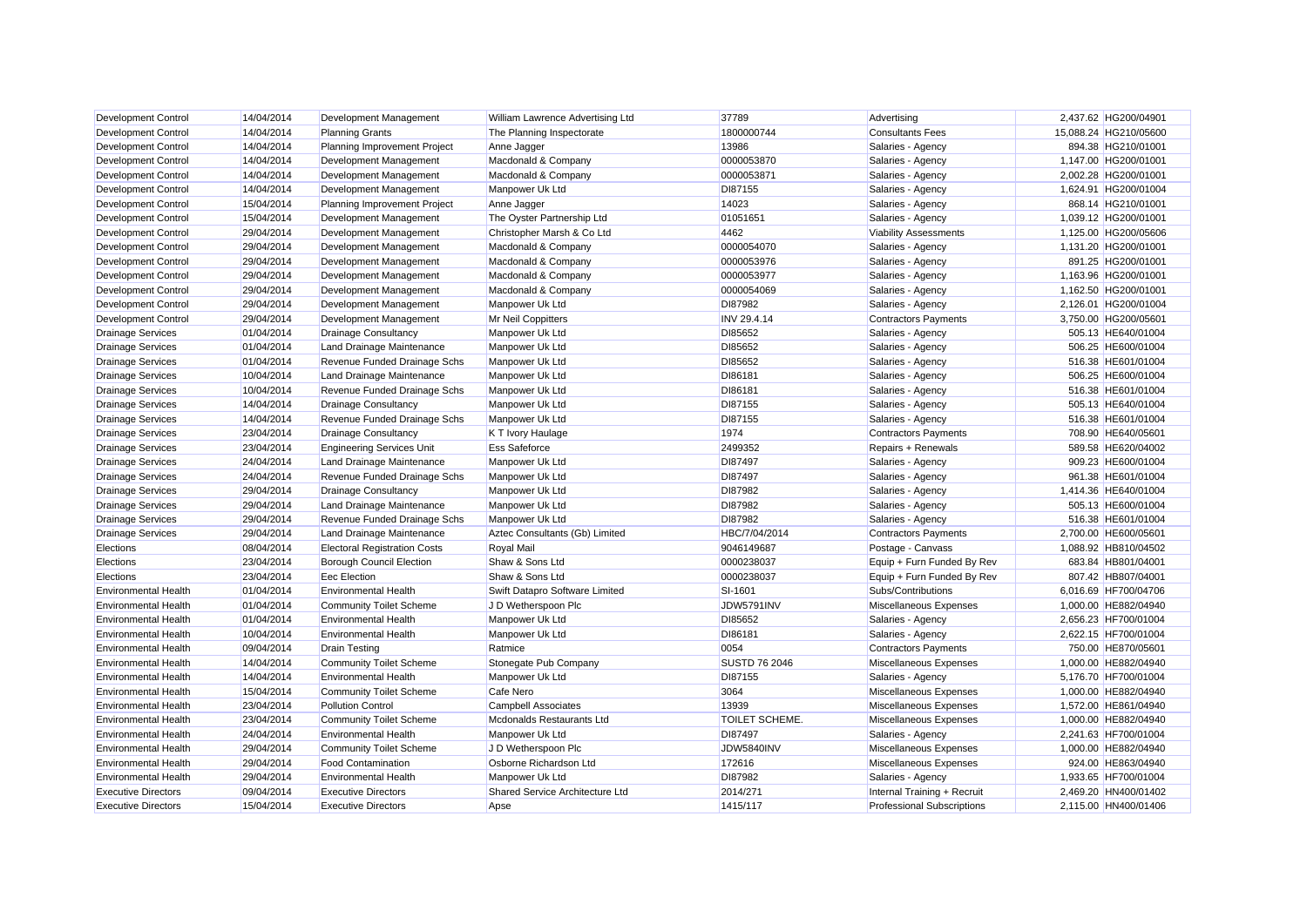| Development Control | 14/04/2014 | Development Management | William Lawrence Advertising Ltd | 37789 | Advertising | 2,437.62 | HG200/04901 |
|---|---|---|---|---|---|---|---|
| Development Control | 14/04/2014 | Planning Grants | The Planning Inspectorate | 1800000744 | Consultants Fees | 15,088.24 | HG210/05600 |
| Development Control | 14/04/2014 | Planning Improvement Project | Anne Jagger | 13986 | Salaries - Agency | 894.38 | HG210/01001 |
| Development Control | 14/04/2014 | Development Management | Macdonald & Company | 0000053870 | Salaries - Agency | 1,147.00 | HG200/01001 |
| Development Control | 14/04/2014 | Development Management | Macdonald & Company | 0000053871 | Salaries - Agency | 2,002.28 | HG200/01001 |
| Development Control | 14/04/2014 | Development Management | Manpower Uk Ltd | DI87155 | Salaries - Agency | 1,624.91 | HG200/01004 |
| Development Control | 15/04/2014 | Planning Improvement Project | Anne Jagger | 14023 | Salaries - Agency | 868.14 | HG210/01001 |
| Development Control | 15/04/2014 | Development Management | The Oyster Partnership Ltd | 01051651 | Salaries - Agency | 1,039.12 | HG200/01001 |
| Development Control | 29/04/2014 | Development Management | Christopher Marsh & Co Ltd | 4462 | Viability Assessments | 1,125.00 | HG200/05606 |
| Development Control | 29/04/2014 | Development Management | Macdonald & Company | 0000054070 | Salaries - Agency | 1,131.20 | HG200/01001 |
| Development Control | 29/04/2014 | Development Management | Macdonald & Company | 0000053976 | Salaries - Agency | 891.25 | HG200/01001 |
| Development Control | 29/04/2014 | Development Management | Macdonald & Company | 0000053977 | Salaries - Agency | 1,163.96 | HG200/01001 |
| Development Control | 29/04/2014 | Development Management | Macdonald & Company | 0000054069 | Salaries - Agency | 1,162.50 | HG200/01001 |
| Development Control | 29/04/2014 | Development Management | Manpower Uk Ltd | DI87982 | Salaries - Agency | 2,126.01 | HG200/01004 |
| Development Control | 29/04/2014 | Development Management | Mr Neil Coppitters | INV 29.4.14 | Contractors Payments | 3,750.00 | HG200/05601 |
| Drainage Services | 01/04/2014 | Drainage Consultancy | Manpower Uk Ltd | DI85652 | Salaries - Agency | 505.13 | HE640/01004 |
| Drainage Services | 01/04/2014 | Land Drainage Maintenance | Manpower Uk Ltd | DI85652 | Salaries - Agency | 506.25 | HE600/01004 |
| Drainage Services | 01/04/2014 | Revenue Funded Drainage Schs | Manpower Uk Ltd | DI85652 | Salaries - Agency | 516.38 | HE601/01004 |
| Drainage Services | 10/04/2014 | Land Drainage Maintenance | Manpower Uk Ltd | DI86181 | Salaries - Agency | 506.25 | HE600/01004 |
| Drainage Services | 10/04/2014 | Revenue Funded Drainage Schs | Manpower Uk Ltd | DI86181 | Salaries - Agency | 516.38 | HE601/01004 |
| Drainage Services | 14/04/2014 | Drainage Consultancy | Manpower Uk Ltd | DI87155 | Salaries - Agency | 505.13 | HE640/01004 |
| Drainage Services | 14/04/2014 | Revenue Funded Drainage Schs | Manpower Uk Ltd | DI87155 | Salaries - Agency | 516.38 | HE601/01004 |
| Drainage Services | 23/04/2014 | Drainage Consultancy | K T Ivory Haulage | 1974 | Contractors Payments | 708.90 | HE640/05601 |
| Drainage Services | 23/04/2014 | Engineering Services Unit | Ess Safeforce | 2499352 | Repairs + Renewals | 589.58 | HE620/04002 |
| Drainage Services | 24/04/2014 | Land Drainage Maintenance | Manpower Uk Ltd | DI87497 | Salaries - Agency | 909.23 | HE600/01004 |
| Drainage Services | 24/04/2014 | Revenue Funded Drainage Schs | Manpower Uk Ltd | DI87497 | Salaries - Agency | 961.38 | HE601/01004 |
| Drainage Services | 29/04/2014 | Drainage Consultancy | Manpower Uk Ltd | DI87982 | Salaries - Agency | 1,414.36 | HE640/01004 |
| Drainage Services | 29/04/2014 | Land Drainage Maintenance | Manpower Uk Ltd | DI87982 | Salaries - Agency | 505.13 | HE600/01004 |
| Drainage Services | 29/04/2014 | Revenue Funded Drainage Schs | Manpower Uk Ltd | DI87982 | Salaries - Agency | 516.38 | HE601/01004 |
| Drainage Services | 29/04/2014 | Land Drainage Maintenance | Aztec Consultants (Gb) Limited | HBC/7/04/2014 | Contractors Payments | 2,700.00 | HE600/05601 |
| Elections | 08/04/2014 | Electoral Registration Costs | Royal Mail | 9046149687 | Postage - Canvass | 1,088.92 | HB810/04502 |
| Elections | 23/04/2014 | Borough Council Election | Shaw & Sons Ltd | 0000238037 | Equip + Furn Funded By Rev | 683.84 | HB801/04001 |
| Elections | 23/04/2014 | Eec Election | Shaw & Sons Ltd | 0000238037 | Equip + Furn Funded By Rev | 807.42 | HB807/04001 |
| Environmental Health | 01/04/2014 | Environmental Health | Swift Datapro Software Limited | SI-1601 | Subs/Contributions | 6,016.69 | HF700/04706 |
| Environmental Health | 01/04/2014 | Community Toilet Scheme | J D Wetherspoon Plc | JDW5791INV | Miscellaneous Expenses | 1,000.00 | HE882/04940 |
| Environmental Health | 01/04/2014 | Environmental Health | Manpower Uk Ltd | DI85652 | Salaries - Agency | 2,656.23 | HF700/01004 |
| Environmental Health | 10/04/2014 | Environmental Health | Manpower Uk Ltd | DI86181 | Salaries - Agency | 2,622.15 | HF700/01004 |
| Environmental Health | 09/04/2014 | Drain Testing | Ratmice | 0054 | Contractors Payments | 750.00 | HE870/05601 |
| Environmental Health | 14/04/2014 | Community Toilet Scheme | Stonegate Pub Company | SUSTD 76 2046 | Miscellaneous Expenses | 1,000.00 | HE882/04940 |
| Environmental Health | 14/04/2014 | Environmental Health | Manpower Uk Ltd | DI87155 | Salaries - Agency | 5,176.70 | HF700/01004 |
| Environmental Health | 15/04/2014 | Community Toilet Scheme | Cafe Nero | 3064 | Miscellaneous Expenses | 1,000.00 | HE882/04940 |
| Environmental Health | 23/04/2014 | Pollution Control | Campbell Associates | 13939 | Miscellaneous Expenses | 1,572.00 | HE861/04940 |
| Environmental Health | 23/04/2014 | Community Toilet Scheme | Mcdonalds Restaurants Ltd | TOILET SCHEME. | Miscellaneous Expenses | 1,000.00 | HE882/04940 |
| Environmental Health | 24/04/2014 | Environmental Health | Manpower Uk Ltd | DI87497 | Salaries - Agency | 2,241.63 | HF700/01004 |
| Environmental Health | 29/04/2014 | Community Toilet Scheme | J D Wetherspoon Plc | JDW5840INV | Miscellaneous Expenses | 1,000.00 | HE882/04940 |
| Environmental Health | 29/04/2014 | Food Contamination | Osborne Richardson Ltd | 172616 | Miscellaneous Expenses | 924.00 | HE863/04940 |
| Environmental Health | 29/04/2014 | Environmental Health | Manpower Uk Ltd | DI87982 | Salaries - Agency | 1,933.65 | HF700/01004 |
| Executive Directors | 09/04/2014 | Executive Directors | Shared Service Architecture Ltd | 2014/271 | Internal Training + Recruit | 2,469.20 | HN400/01402 |
| Executive Directors | 15/04/2014 | Executive Directors | Apse | 1415/117 | Professional Subscriptions | 2,115.00 | HN400/01406 |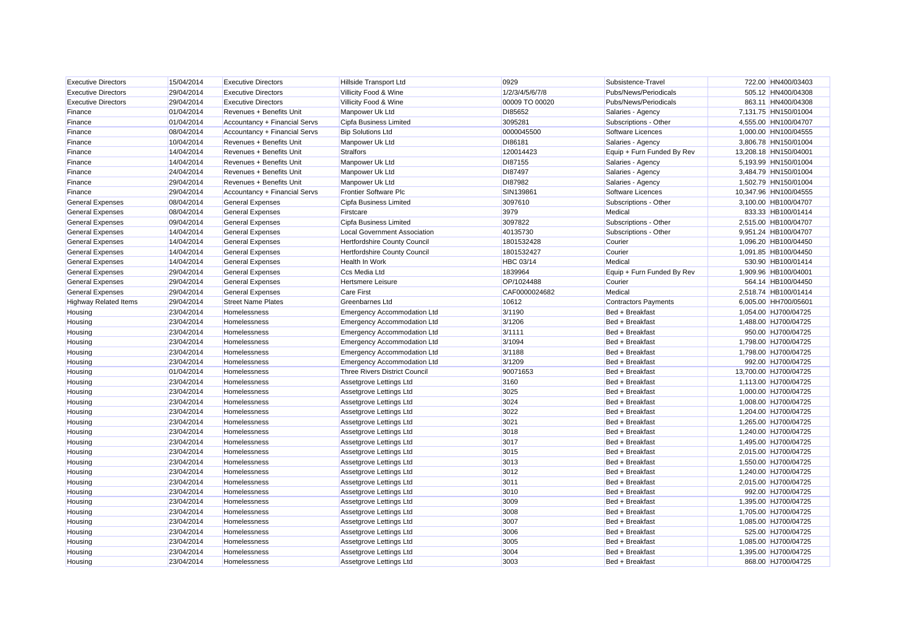| | | | | | | | |
|---|---|---|---|---|---|---|---|
| Executive Directors | 15/04/2014 | Executive Directors | Hillside Transport Ltd | 0929 | Subsistence-Travel | 722.00 | HN400/03403 |
| Executive Directors | 29/04/2014 | Executive Directors | Villicity Food & Wine | 1/2/3/4/5/6/7/8 | Pubs/News/Periodicals | 505.12 | HN400/04308 |
| Executive Directors | 29/04/2014 | Executive Directors | Villicity Food & Wine | 00009 TO 00020 | Pubs/News/Periodicals | 863.11 | HN400/04308 |
| Finance | 01/04/2014 | Revenues + Benefits Unit | Manpower Uk Ltd | DI85652 | Salaries - Agency | 7,131.75 | HN150/01004 |
| Finance | 01/04/2014 | Accountancy + Financial Servs | Cipfa Business Limited | 3095281 | Subscriptions - Other | 4,555.00 | HN100/04707 |
| Finance | 08/04/2014 | Accountancy + Financial Servs | Bip Solutions Ltd | 0000045500 | Software Licences | 1,000.00 | HN100/04555 |
| Finance | 10/04/2014 | Revenues + Benefits Unit | Manpower Uk Ltd | DI86181 | Salaries - Agency | 3,806.78 | HN150/01004 |
| Finance | 14/04/2014 | Revenues + Benefits Unit | Stralfors | 120014423 | Equip + Furn Funded By Rev | 13,208.18 | HN150/04001 |
| Finance | 14/04/2014 | Revenues + Benefits Unit | Manpower Uk Ltd | DI87155 | Salaries - Agency | 5,193.99 | HN150/01004 |
| Finance | 24/04/2014 | Revenues + Benefits Unit | Manpower Uk Ltd | DI87497 | Salaries - Agency | 3,484.79 | HN150/01004 |
| Finance | 29/04/2014 | Revenues + Benefits Unit | Manpower Uk Ltd | DI87982 | Salaries - Agency | 1,502.79 | HN150/01004 |
| Finance | 29/04/2014 | Accountancy + Financial Servs | Frontier Software Plc | SIN139861 | Software Licences | 10,347.96 | HN100/04555 |
| General Expenses | 08/04/2014 | General Expenses | Cipfa Business Limited | 3097610 | Subscriptions - Other | 3,100.00 | HB100/04707 |
| General Expenses | 08/04/2014 | General Expenses | Firstcare | 3979 | Medical | 833.33 | HB100/01414 |
| General Expenses | 09/04/2014 | General Expenses | Cipfa Business Limited | 3097822 | Subscriptions - Other | 2,515.00 | HB100/04707 |
| General Expenses | 14/04/2014 | General Expenses | Local Government Association | 40135730 | Subscriptions - Other | 9,951.24 | HB100/04707 |
| General Expenses | 14/04/2014 | General Expenses | Hertfordshire County Council | 1801532428 | Courier | 1,096.20 | HB100/04450 |
| General Expenses | 14/04/2014 | General Expenses | Hertfordshire County Council | 1801532427 | Courier | 1,091.85 | HB100/04450 |
| General Expenses | 14/04/2014 | General Expenses | Health In Work | HBC 03/14 | Medical | 530.90 | HB100/01414 |
| General Expenses | 29/04/2014 | General Expenses | Ccs Media Ltd | 1839964 | Equip + Furn Funded By Rev | 1,909.96 | HB100/04001 |
| General Expenses | 29/04/2014 | General Expenses | Hertsmere Leisure | OP/1024488 | Courier | 564.14 | HB100/04450 |
| General Expenses | 29/04/2014 | General Expenses | Care First | CAF0000024682 | Medical | 2,518.74 | HB100/01414 |
| Highway Related Items | 29/04/2014 | Street Name Plates | Greenbarnes Ltd | 10612 | Contractors Payments | 6,005.00 | HH700/05601 |
| Housing | 23/04/2014 | Homelessness | Emergency Accommodation Ltd | 3/1190 | Bed + Breakfast | 1,054.00 | HJ700/04725 |
| Housing | 23/04/2014 | Homelessness | Emergency Accommodation Ltd | 3/1206 | Bed + Breakfast | 1,488.00 | HJ700/04725 |
| Housing | 23/04/2014 | Homelessness | Emergency Accommodation Ltd | 3/1111 | Bed + Breakfast | 950.00 | HJ700/04725 |
| Housing | 23/04/2014 | Homelessness | Emergency Accommodation Ltd | 3/1094 | Bed + Breakfast | 1,798.00 | HJ700/04725 |
| Housing | 23/04/2014 | Homelessness | Emergency Accommodation Ltd | 3/1188 | Bed + Breakfast | 1,798.00 | HJ700/04725 |
| Housing | 23/04/2014 | Homelessness | Emergency Accommodation Ltd | 3/1209 | Bed + Breakfast | 992.00 | HJ700/04725 |
| Housing | 01/04/2014 | Homelessness | Three Rivers District Council | 90071653 | Bed + Breakfast | 13,700.00 | HJ700/04725 |
| Housing | 23/04/2014 | Homelessness | Assetgrove Lettings Ltd | 3160 | Bed + Breakfast | 1,113.00 | HJ700/04725 |
| Housing | 23/04/2014 | Homelessness | Assetgrove Lettings Ltd | 3025 | Bed + Breakfast | 1,000.00 | HJ700/04725 |
| Housing | 23/04/2014 | Homelessness | Assetgrove Lettings Ltd | 3024 | Bed + Breakfast | 1,008.00 | HJ700/04725 |
| Housing | 23/04/2014 | Homelessness | Assetgrove Lettings Ltd | 3022 | Bed + Breakfast | 1,204.00 | HJ700/04725 |
| Housing | 23/04/2014 | Homelessness | Assetgrove Lettings Ltd | 3021 | Bed + Breakfast | 1,265.00 | HJ700/04725 |
| Housing | 23/04/2014 | Homelessness | Assetgrove Lettings Ltd | 3018 | Bed + Breakfast | 1,240.00 | HJ700/04725 |
| Housing | 23/04/2014 | Homelessness | Assetgrove Lettings Ltd | 3017 | Bed + Breakfast | 1,495.00 | HJ700/04725 |
| Housing | 23/04/2014 | Homelessness | Assetgrove Lettings Ltd | 3015 | Bed + Breakfast | 2,015.00 | HJ700/04725 |
| Housing | 23/04/2014 | Homelessness | Assetgrove Lettings Ltd | 3013 | Bed + Breakfast | 1,550.00 | HJ700/04725 |
| Housing | 23/04/2014 | Homelessness | Assetgrove Lettings Ltd | 3012 | Bed + Breakfast | 1,240.00 | HJ700/04725 |
| Housing | 23/04/2014 | Homelessness | Assetgrove Lettings Ltd | 3011 | Bed + Breakfast | 2,015.00 | HJ700/04725 |
| Housing | 23/04/2014 | Homelessness | Assetgrove Lettings Ltd | 3010 | Bed + Breakfast | 992.00 | HJ700/04725 |
| Housing | 23/04/2014 | Homelessness | Assetgrove Lettings Ltd | 3009 | Bed + Breakfast | 1,395.00 | HJ700/04725 |
| Housing | 23/04/2014 | Homelessness | Assetgrove Lettings Ltd | 3008 | Bed + Breakfast | 1,705.00 | HJ700/04725 |
| Housing | 23/04/2014 | Homelessness | Assetgrove Lettings Ltd | 3007 | Bed + Breakfast | 1,085.00 | HJ700/04725 |
| Housing | 23/04/2014 | Homelessness | Assetgrove Lettings Ltd | 3006 | Bed + Breakfast | 525.00 | HJ700/04725 |
| Housing | 23/04/2014 | Homelessness | Assetgrove Lettings Ltd | 3005 | Bed + Breakfast | 1,085.00 | HJ700/04725 |
| Housing | 23/04/2014 | Homelessness | Assetgrove Lettings Ltd | 3004 | Bed + Breakfast | 1,395.00 | HJ700/04725 |
| Housing | 23/04/2014 | Homelessness | Assetgrove Lettings Ltd | 3003 | Bed + Breakfast | 868.00 | HJ700/04725 |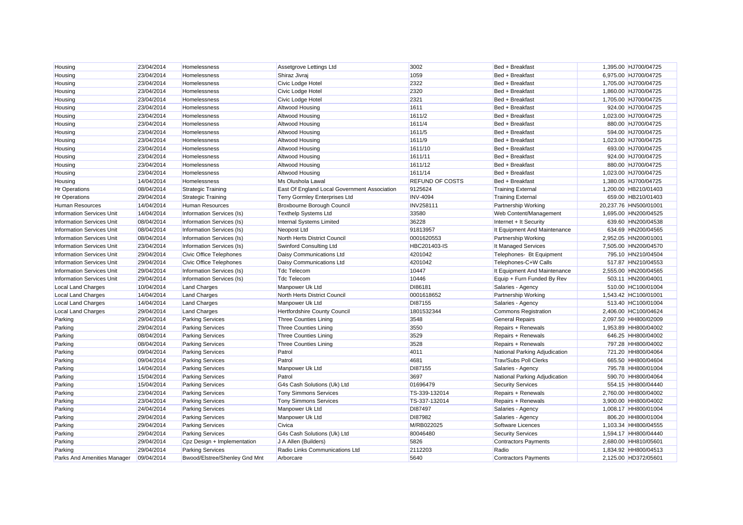| Housing | 23/04/2014 | Homelessness | Assetgrove Lettings Ltd | 3002 | Bed + Breakfast | 1,395.00 | HJ700/04725 |
|---|---|---|---|---|---|---|---|
| Housing | 23/04/2014 | Homelessness | Shiraz Jivraj | 1059 | Bed + Breakfast | 6,975.00 | HJ700/04725 |
| Housing | 23/04/2014 | Homelessness | Civic Lodge Hotel | 2322 | Bed + Breakfast | 1,705.00 | HJ700/04725 |
| Housing | 23/04/2014 | Homelessness | Civic Lodge Hotel | 2320 | Bed + Breakfast | 1,860.00 | HJ700/04725 |
| Housing | 23/04/2014 | Homelessness | Civic Lodge Hotel | 2321 | Bed + Breakfast | 1,705.00 | HJ700/04725 |
| Housing | 23/04/2014 | Homelessness | Altwood Housing | 1611 | Bed + Breakfast | 924.00 | HJ700/04725 |
| Housing | 23/04/2014 | Homelessness | Altwood Housing | 1611/2 | Bed + Breakfast | 1,023.00 | HJ700/04725 |
| Housing | 23/04/2014 | Homelessness | Altwood Housing | 1611/4 | Bed + Breakfast | 880.00 | HJ700/04725 |
| Housing | 23/04/2014 | Homelessness | Altwood Housing | 1611/5 | Bed + Breakfast | 594.00 | HJ700/04725 |
| Housing | 23/04/2014 | Homelessness | Altwood Housing | 1611/9 | Bed + Breakfast | 1,023.00 | HJ700/04725 |
| Housing | 23/04/2014 | Homelessness | Altwood Housing | 1611/10 | Bed + Breakfast | 693.00 | HJ700/04725 |
| Housing | 23/04/2014 | Homelessness | Altwood Housing | 1611/11 | Bed + Breakfast | 924.00 | HJ700/04725 |
| Housing | 23/04/2014 | Homelessness | Altwood Housing | 1611/12 | Bed + Breakfast | 880.00 | HJ700/04725 |
| Housing | 23/04/2014 | Homelessness | Altwood Housing | 1611/14 | Bed + Breakfast | 1,023.00 | HJ700/04725 |
| Housing | 14/04/2014 | Homelessness | Ms Olushola Lawal | REFUND OF COSTS | Bed + Breakfast | 1,380.05 | HJ700/04725 |
| Hr Operations | 08/04/2014 | Strategic Training | East Of England Local Government Association | 9125624 | Training External | 1,200.00 | HB210/01403 |
| Hr Operations | 29/04/2014 | Strategic Training | Terry Gormley Enterprises Ltd | INV-4094 | Training External | 659.00 | HB210/01403 |
| Human Resources | 14/04/2014 | Human Resources | Broxbourne Borough Council | INV258111 | Partnership Working | 20,237.76 | HN500/01001 |
| Information Services Unit | 14/04/2014 | Information Services (Is) | Texthelp Systems Ltd | 33580 | Web Content/Management | 1,695.00 | HN200/04525 |
| Information Services Unit | 08/04/2014 | Information Services (Is) | Internal Systems Limited | 36228 | Internet + It Security | 639.60 | HN200/04538 |
| Information Services Unit | 08/04/2014 | Information Services (Is) | Neopost Ltd | 91813957 | It Equipment And Maintenance | 634.69 | HN200/04565 |
| Information Services Unit | 08/04/2014 | Information Services (Is) | North Herts District Council | 0001620553 | Partnership Working | 2,952.05 | HN200/01001 |
| Information Services Unit | 23/04/2014 | Information Services (Is) | Swinford Consulting Ltd | HBC201403-IS | It Managed Services | 7,505.00 | HN200/04570 |
| Information Services Unit | 29/04/2014 | Civic Office Telephones | Daisy Communications Ltd | 4201042 | Telephones- Bt Equipment | 795.10 | HN210/04504 |
| Information Services Unit | 29/04/2014 | Civic Office Telephones | Daisy Communications Ltd | 4201042 | Telephones-C+W Calls | 517.87 | HN210/04553 |
| Information Services Unit | 29/04/2014 | Information Services (Is) | Tdc Telecom | 10447 | It Equipment And Maintenance | 2,555.00 | HN200/04565 |
| Information Services Unit | 29/04/2014 | Information Services (Is) | Tdc Telecom | 10446 | Equip + Furn Funded By Rev | 503.11 | HN200/04001 |
| Local Land Charges | 10/04/2014 | Land Charges | Manpower Uk Ltd | DI86181 | Salaries - Agency | 510.00 | HC100/01004 |
| Local Land Charges | 14/04/2014 | Land Charges | North Herts District Council | 0001618652 | Partnership Working | 1,543.42 | HC100/01001 |
| Local Land Charges | 14/04/2014 | Land Charges | Manpower Uk Ltd | DI87155 | Salaries - Agency | 513.40 | HC100/01004 |
| Local Land Charges | 29/04/2014 | Land Charges | Hertfordshire County Council | 1801532344 | Commons Registration | 2,406.00 | HC100/04624 |
| Parking | 29/04/2014 | Parking Services | Three Counties Lining | 3548 | General Repairs | 2,097.50 | HH800/02009 |
| Parking | 29/04/2014 | Parking Services | Three Counties Lining | 3550 | Repairs + Renewals | 1,953.89 | HH800/04002 |
| Parking | 08/04/2014 | Parking Services | Three Counties Lining | 3529 | Repairs + Renewals | 646.25 | HH800/04002 |
| Parking | 08/04/2014 | Parking Services | Three Counties Lining | 3528 | Repairs + Renewals | 797.28 | HH800/04002 |
| Parking | 09/04/2014 | Parking Services | Patrol | 4011 | National Parking Adjudication | 721.20 | HH800/04064 |
| Parking | 09/04/2014 | Parking Services | Patrol | 4681 | Trav/Subs Poll Clerks | 665.50 | HH800/04604 |
| Parking | 14/04/2014 | Parking Services | Manpower Uk Ltd | DI87155 | Salaries - Agency | 795.78 | HH800/01004 |
| Parking | 15/04/2014 | Parking Services | Patrol | 3697 | National Parking Adjudication | 590.70 | HH800/04064 |
| Parking | 15/04/2014 | Parking Services | G4s Cash Solutions (Uk) Ltd | 01696479 | Security Services | 554.15 | HH800/04440 |
| Parking | 23/04/2014 | Parking Services | Tony Simmons Services | TS-339-132014 | Repairs + Renewals | 2,760.00 | HH800/04002 |
| Parking | 23/04/2014 | Parking Services | Tony Simmons Services | TS-337-132014 | Repairs + Renewals | 3,900.00 | HH800/04002 |
| Parking | 24/04/2014 | Parking Services | Manpower Uk Ltd | DI87497 | Salaries - Agency | 1,008.17 | HH800/01004 |
| Parking | 29/04/2014 | Parking Services | Manpower Uk Ltd | DI87982 | Salaries - Agency | 806.20 | HH800/01004 |
| Parking | 29/04/2014 | Parking Services | Civica | M/RB022025 | Software Licences | 1,103.34 | HH800/04555 |
| Parking | 29/04/2014 | Parking Services | G4s Cash Solutions (Uk) Ltd | 80046480 | Security Services | 1,594.17 | HH800/04440 |
| Parking | 29/04/2014 | Cpz Design + Implementation | J A Allen (Builders) | 5826 | Contractors Payments | 2,680.00 | HH810/05601 |
| Parking | 29/04/2014 | Parking Services | Radio Links Communications Ltd | 2112203 | Radio | 1,834.92 | HH800/04513 |
| Parks And Amenities Manager | 09/04/2014 | Bwood/Elstree/Shenley Gnd Mnt | Arborcare | 5640 | Contractors Payments | 2,125.00 | HD372/05601 |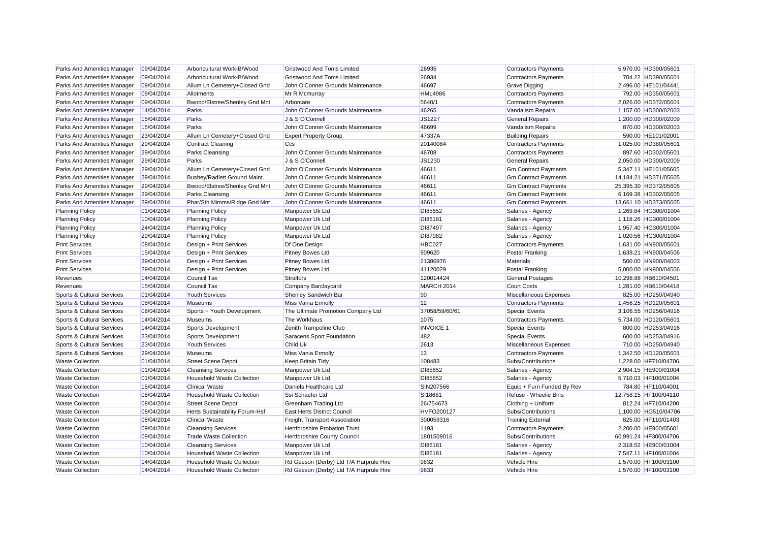| Parks And Amenities Manager | 09/04/2014 | Arboricultural Work-B/Wood | Gristwood And Toms Limited | 26935 | Contractors Payments | 5,970.00 | HD390/05601 |
|---|---|---|---|---|---|---|---|
| Parks And Amenities Manager | 09/04/2014 | Arboricultural Work-B/Wood | Gristwood And Toms Limited | 26934 | Contractors Payments | 704.22 | HD390/05601 |
| Parks And Amenities Manager | 09/04/2014 | Allum Ln Cemetery+Closed Gnd | John O'Conner Grounds Maintenance | 46697 | Grave Digging | 2,496.00 | HE101/04441 |
| Parks And Amenities Manager | 09/04/2014 | Allotments | Mr R Mcmurray | HML4986 | Contractors Payments | 792.00 | HD350/05601 |
| Parks And Amenities Manager | 09/04/2014 | Bwood/Elstree/Shenley Gnd Mnt | Arborcare | 5640/1 | Contractors Payments | 2,026.00 | HD372/05601 |
| Parks And Amenities Manager | 14/04/2014 | Parks | John O'Conner Grounds Maintenance | 46265 | Vandalism Repairs | 1,157.00 | HD300/02003 |
| Parks And Amenities Manager | 15/04/2014 | Parks | J & S O'Connell | JS1227 | General Repairs | 1,200.00 | HD300/02009 |
| Parks And Amenities Manager | 15/04/2014 | Parks | John O'Conner Grounds Maintenance | 46699 | Vandalism Repairs | 870.00 | HD300/02003 |
| Parks And Amenities Manager | 23/04/2014 | Allum Ln Cemetery+Closed Gnd | Expert Property Group | 47337A | Building Repairs | 590.00 | HE101/02001 |
| Parks And Amenities Manager | 29/04/2014 | Contract Cleaning | Ccs | 20140084 | Contractors Payments | 1,025.00 | HD380/05601 |
| Parks And Amenities Manager | 29/04/2014 | Parks Cleansing | John O'Conner Grounds Maintenance | 46708 | Contractors Payments | 897.60 | HD302/05601 |
| Parks And Amenities Manager | 29/04/2014 | Parks | J & S O'Connell | JS1230 | General Repairs | 2,050.00 | HD300/02009 |
| Parks And Amenities Manager | 29/04/2014 | Allum Ln Cemetery+Closed Gnd | John O'Conner Grounds Maintenance | 46611 | Gm Contract Payments | 5,347.11 | HE101/05605 |
| Parks And Amenities Manager | 29/04/2014 | Bushey/Radlett Ground Maint. | John O'Conner Grounds Maintenance | 46611 | Gm Contract Payments | 14,184.21 | HD371/05605 |
| Parks And Amenities Manager | 29/04/2014 | Bwood/Elstree/Shenley Gnd Mnt | John O'Conner Grounds Maintenance | 46611 | Gm Contract Payments | 25,395.30 | HD372/05605 |
| Parks And Amenities Manager | 29/04/2014 | Parks Cleansing | John O'Conner Grounds Maintenance | 46611 | Gm Contract Payments | 6,169.38 | HD302/05605 |
| Parks And Amenities Manager | 29/04/2014 | Pbar/Sth Mimms/Ridge Gnd Mnt | John O'Conner Grounds Maintenance | 46611 | Gm Contract Payments | 13,661.10 | HD373/05605 |
| Planning Policy | 01/04/2014 | Planning Policy | Manpower Uk Ltd | DI85652 | Salaries - Agency | 1,269.84 | HG300/01004 |
| Planning Policy | 10/04/2014 | Planning Policy | Manpower Uk Ltd | DI86181 | Salaries - Agency | 1,118.26 | HG300/01004 |
| Planning Policy | 24/04/2014 | Planning Policy | Manpower Uk Ltd | DI87497 | Salaries - Agency | 1,957.40 | HG300/01004 |
| Planning Policy | 29/04/2014 | Planning Policy | Manpower Uk Ltd | DI87982 | Salaries - Agency | 1,020.56 | HG300/01004 |
| Print Services | 08/04/2014 | Design + Print Services | Df One Design | HBC027 | Contractors Payments | 1,631.00 | HN900/05601 |
| Print Services | 15/04/2014 | Design + Print Services | Pitney Bowes Ltd | 909620 | Postal Franking | 1,638.21 | HN900/04506 |
| Print Services | 29/04/2014 | Design + Print Services | Pitney Bowes Ltd | 21386976 | Materials | 500.00 | HN900/04003 |
| Print Services | 29/04/2014 | Design + Print Services | Pitney Bowes Ltd | 41120029 | Postal Franking | 5,000.00 | HN900/04506 |
| Revenues | 14/04/2014 | Council Tax | Stralfors | 120014424 | General Postages | 10,298.88 | HB610/04501 |
| Revenues | 15/04/2014 | Council Tax | Company Barclaycard | MARCH 2014 | Court Costs | 1,281.00 | HB610/04418 |
| Sports & Cultural Services | 01/04/2014 | Youth Services | Shenley Sandwich Bar | 90 | Miscellaneous Expenses | 825.00 | HD250/04940 |
| Sports & Cultural Services | 08/04/2014 | Museums | Miss Vania Ermolly | 12 | Contractors Payments | 1,456.25 | HD120/05601 |
| Sports & Cultural Services | 08/04/2014 | Sports + Youth Development | The Ultimate Promotion Company Ltd | 37058/59/60/61 | Special Events | 3,106.55 | HD256/04916 |
| Sports & Cultural Services | 14/04/2014 | Museums | The Workhaus | 1075 | Contractors Payments | 5,734.00 | HD120/05601 |
| Sports & Cultural Services | 14/04/2014 | Sports Development | Zenith Trampoline Club | INVOICE 1 | Special Events | 800.00 | HD253/04916 |
| Sports & Cultural Services | 23/04/2014 | Sports Development | Saracens Sport Foundation | 482 | Special Events | 600.00 | HD253/04916 |
| Sports & Cultural Services | 23/04/2014 | Youth Services | Child Uk | 2613 | Miscellaneous Expenses | 710.00 | HD250/04940 |
| Sports & Cultural Services | 29/04/2014 | Museums | Miss Vania Ermolly | 13 | Contractors Payments | 1,342.50 | HD120/05601 |
| Waste Collection | 01/04/2014 | Street Scene Depot | Keep Britain Tidy | 108483 | Subs/Contributions | 1,228.00 | HF710/04706 |
| Waste Collection | 01/04/2014 | Cleansing Services | Manpower Uk Ltd | DI85652 | Salaries - Agency | 2,904.15 | HE900/01004 |
| Waste Collection | 01/04/2014 | Household Waste Collection | Manpower Uk Ltd | DI85652 | Salaries - Agency | 5,710.03 | HF100/01004 |
| Waste Collection | 15/04/2014 | Clinical Waste | Daniels Healthcare Ltd | SIN207566 | Equip + Furn Funded By Rev | 784.80 | HF110/04001 |
| Waste Collection | 08/04/2014 | Household Waste Collection | Ssi Schaefer Ltd | SI18681 | Refuse - Wheelie Bins | 12,758.15 | HF100/04110 |
| Waste Collection | 08/04/2014 | Street Scene Depot | Greenham Trading Ltd | 26/754673 | Clothing + Uniform | 812.24 | HF710/04200 |
| Waste Collection | 08/04/2014 | Herts Sustainability Forum-Hsf | East Herts District Council | HVFO200127 | Subs/Contributions | 1,100.00 | HG510/04706 |
| Waste Collection | 08/04/2014 | Clinical Waste | Freight Transport Association | 300059316 | Training External | 825.00 | HF110/01403 |
| Waste Collection | 09/04/2014 | Cleansing Services | Hertfordshire Probation Trust | 1193 | Contractors Payments | 2,200.00 | HE900/05601 |
| Waste Collection | 09/04/2014 | Trade Waste Collection | Hertfordshire County Council | 1801509016 | Subs/Contributions | 60,991.24 | HF300/04706 |
| Waste Collection | 10/04/2014 | Cleansing Services | Manpower Uk Ltd | DI86181 | Salaries - Agency | 2,318.52 | HE900/01004 |
| Waste Collection | 10/04/2014 | Household Waste Collection | Manpower Uk Ltd | DI86181 | Salaries - Agency | 7,547.11 | HF100/01004 |
| Waste Collection | 14/04/2014 | Household Waste Collection | Rd Geeson (Derby) Ltd T/A Harprule Hire | 9832 | Vehicle Hire | 1,570.00 | HF100/03100 |
| Waste Collection | 14/04/2014 | Household Waste Collection | Rd Geeson (Derby) Ltd T/A Harprule Hire | 9833 | Vehicle Hire | 1,570.00 | HF100/03100 |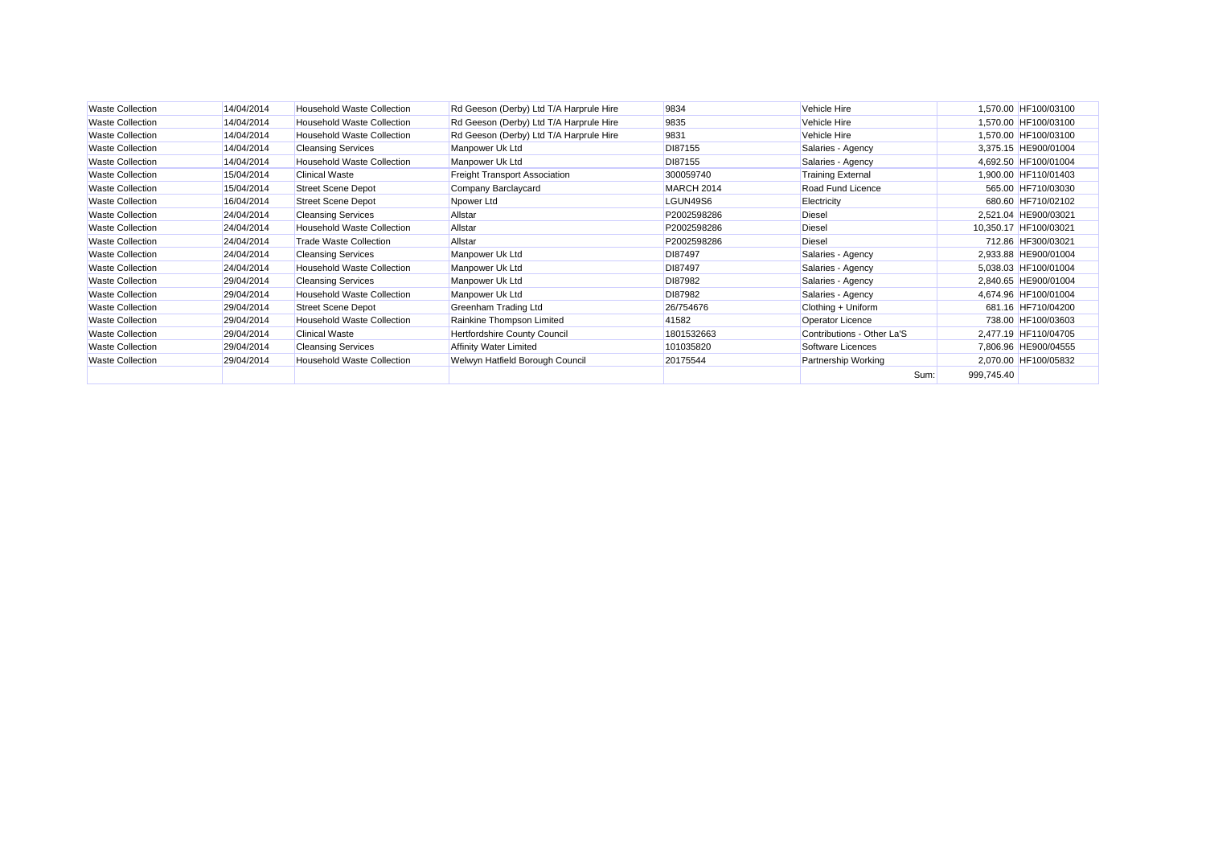| | | | | | | | |
|---|---|---|---|---|---|---|---|
| Waste Collection | 14/04/2014 | Household Waste Collection | Rd Geeson (Derby) Ltd T/A Harprule Hire | 9834 | Vehicle Hire | 1,570.00 | HF100/03100 |
| Waste Collection | 14/04/2014 | Household Waste Collection | Rd Geeson (Derby) Ltd T/A Harprule Hire | 9835 | Vehicle Hire | 1,570.00 | HF100/03100 |
| Waste Collection | 14/04/2014 | Household Waste Collection | Rd Geeson (Derby) Ltd T/A Harprule Hire | 9831 | Vehicle Hire | 1,570.00 | HF100/03100 |
| Waste Collection | 14/04/2014 | Cleansing Services | Manpower Uk Ltd | DI87155 | Salaries - Agency | 3,375.15 | HE900/01004 |
| Waste Collection | 14/04/2014 | Household Waste Collection | Manpower Uk Ltd | DI87155 | Salaries - Agency | 4,692.50 | HF100/01004 |
| Waste Collection | 15/04/2014 | Clinical Waste | Freight Transport Association | 300059740 | Training External | 1,900.00 | HF110/01403 |
| Waste Collection | 15/04/2014 | Street Scene Depot | Company Barclaycard | MARCH 2014 | Road Fund Licence | 565.00 | HF710/03030 |
| Waste Collection | 16/04/2014 | Street Scene Depot | Npower Ltd | LGUN49S6 | Electricity | 680.60 | HF710/02102 |
| Waste Collection | 24/04/2014 | Cleansing Services | Allstar | P2002598286 | Diesel | 2,521.04 | HE900/03021 |
| Waste Collection | 24/04/2014 | Household Waste Collection | Allstar | P2002598286 | Diesel | 10,350.17 | HF100/03021 |
| Waste Collection | 24/04/2014 | Trade Waste Collection | Allstar | P2002598286 | Diesel | 712.86 | HF300/03021 |
| Waste Collection | 24/04/2014 | Cleansing Services | Manpower Uk Ltd | DI87497 | Salaries - Agency | 2,933.88 | HE900/01004 |
| Waste Collection | 24/04/2014 | Household Waste Collection | Manpower Uk Ltd | DI87497 | Salaries - Agency | 5,038.03 | HF100/01004 |
| Waste Collection | 29/04/2014 | Cleansing Services | Manpower Uk Ltd | DI87982 | Salaries - Agency | 2,840.65 | HE900/01004 |
| Waste Collection | 29/04/2014 | Household Waste Collection | Manpower Uk Ltd | DI87982 | Salaries - Agency | 4,674.96 | HF100/01004 |
| Waste Collection | 29/04/2014 | Street Scene Depot | Greenham Trading Ltd | 26/754676 | Clothing + Uniform | 681.16 | HF710/04200 |
| Waste Collection | 29/04/2014 | Household Waste Collection | Rainkine Thompson Limited | 41582 | Operator Licence | 738.00 | HF100/03603 |
| Waste Collection | 29/04/2014 | Clinical Waste | Hertfordshire County Council | 1801532663 | Contributions - Other La'S | 2,477.19 | HF110/04705 |
| Waste Collection | 29/04/2014 | Cleansing Services | Affinity Water Limited | 101035820 | Software Licences | 7,806.96 | HE900/04555 |
| Waste Collection | 29/04/2014 | Household Waste Collection | Welwyn Hatfield Borough Council | 20175544 | Partnership Working | 2,070.00 | HF100/05832 |
| | | | | | Sum: | 999,745.40 | |